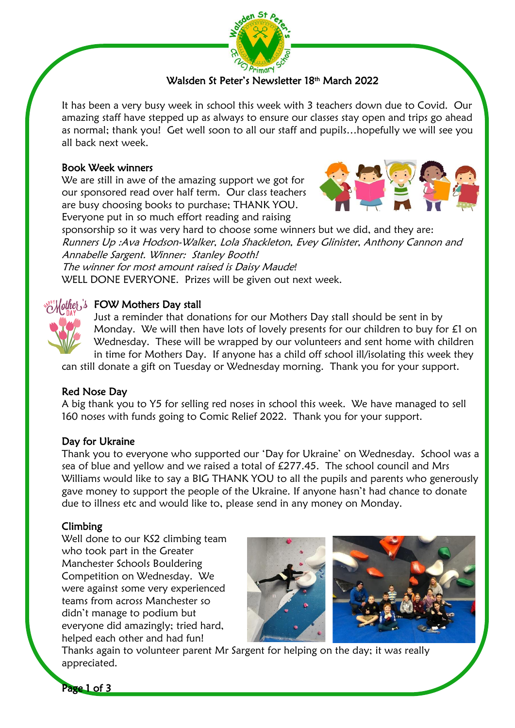# Walsden St Peter's Newsletter 18th March 2022

It has been a very busy week in school this week with 3 teachers down due to Covid. Our amazing staff have stepped up as always to ensure our classes stay open and trips go ahead as normal; thank you! Get well soon to all our staff and pupils…hopefully we will see you all back next week.

## Book Week winners

We are still in awe of the amazing support we got for our sponsored read over half term. Our class teachers are busy choosing books to purchase; THANK YOU. Everyone put in so much effort reading and raising sponsorship so it was very hard to choose some winners but we did, and they are:
*Runners Up :Ava Hodson-Walker, Lola Shackleton, Evey Glinister, Anthony Cannon and Annabelle Sargent. Winner: Stanley Booth!*
*The winner for most amount raised is Daisy Maude!*
WELL DONE EVERYONE. Prizes will be given out next week.

## FOW Mothers Day stall

Just a reminder that donations for our Mothers Day stall should be sent in by Monday. We will then have lots of lovely presents for our children to buy for £1 on Wednesday. These will be wrapped by our volunteers and sent home with children in time for Mothers Day. If anyone has a child off school ill/isolating this week they can still donate a gift on Tuesday or Wednesday morning. Thank you for your support.

## Red Nose Day

A big thank you to Y5 for selling red noses in school this week. We have managed to sell 160 noses with funds going to Comic Relief 2022. Thank you for your support.

## Day for Ukraine

Thank you to everyone who supported our 'Day for Ukraine' on Wednesday. School was a sea of blue and yellow and we raised a total of £277.45. The school council and Mrs Williams would like to say a BIG THANK YOU to all the pupils and parents who generously gave money to support the people of the Ukraine. If anyone hasn't had chance to donate due to illness etc and would like to, please send in any money on Monday.

## Climbing

Well done to our KS2 climbing team who took part in the Greater Manchester Schools Bouldering Competition on Wednesday. We were against some very experienced teams from across Manchester so didn't manage to podium but everyone did amazingly; tried hard, helped each other and had fun!
Thanks again to volunteer parent Mr Sargent for helping on the day; it was really appreciated.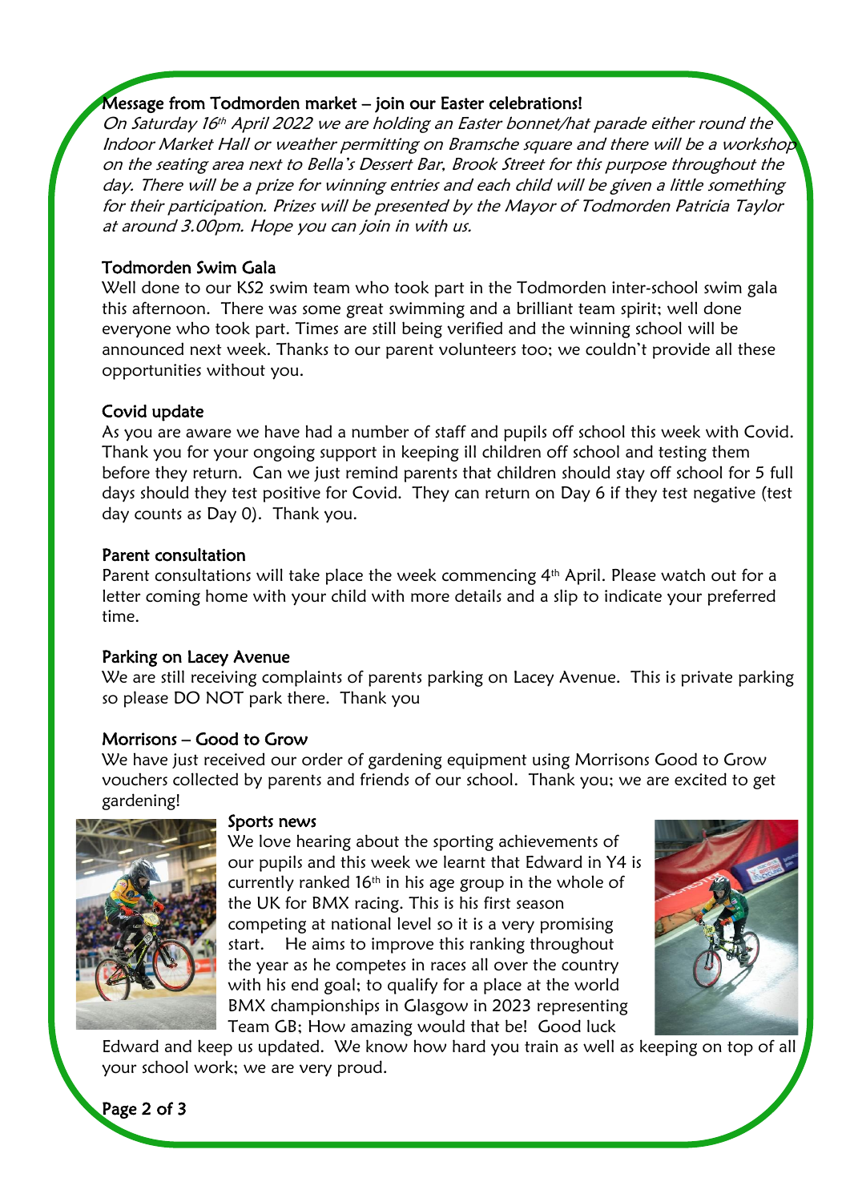## Message from Todmorden market – join our Easter celebrations!

*On Saturday 16th April 2022 we are holding an Easter bonnet/hat parade either round the Indoor Market Hall or weather permitting on Bramsche square and there will be a workshop on the seating area next to Bella's Dessert Bar, Brook Street for this purpose throughout the day. There will be a prize for winning entries and each child will be given a little something for their participation. Prizes will be presented by the Mayor of Todmorden Patricia Taylor at around 3.00pm. Hope you can join in with us.*

## Todmorden Swim Gala

Well done to our KS2 swim team who took part in the Todmorden inter-school swim gala this afternoon. There was some great swimming and a brilliant team spirit; well done everyone who took part. Times are still being verified and the winning school will be announced next week. Thanks to our parent volunteers too; we couldn't provide all these opportunities without you.

## Covid update

As you are aware we have had a number of staff and pupils off school this week with Covid. Thank you for your ongoing support in keeping ill children off school and testing them before they return. Can we just remind parents that children should stay off school for 5 full days should they test positive for Covid. They can return on Day 6 if they test negative (test day counts as Day 0). Thank you.

## Parent consultation

Parent consultations will take place the week commencing 4th April. Please watch out for a letter coming home with your child with more details and a slip to indicate your preferred time.

## Parking on Lacey Avenue

We are still receiving complaints of parents parking on Lacey Avenue. This is private parking so please DO NOT park there. Thank you

## Morrisons – Good to Grow

We have just received our order of gardening equipment using Morrisons Good to Grow vouchers collected by parents and friends of our school. Thank you; we are excited to get gardening!

## Sports news

We love hearing about the sporting achievements of our pupils and this week we learnt that Edward in Y4 is currently ranked 16th in his age group in the whole of the UK for BMX racing. This is his first season competing at national level so it is a very promising start. He aims to improve this ranking throughout the year as he competes in races all over the country with his end goal; to qualify for a place at the world BMX championships in Glasgow in 2023 representing Team GB; How amazing would that be! Good luck Edward and keep us updated. We know how hard you train as well as keeping on top of all your school work; we are very proud.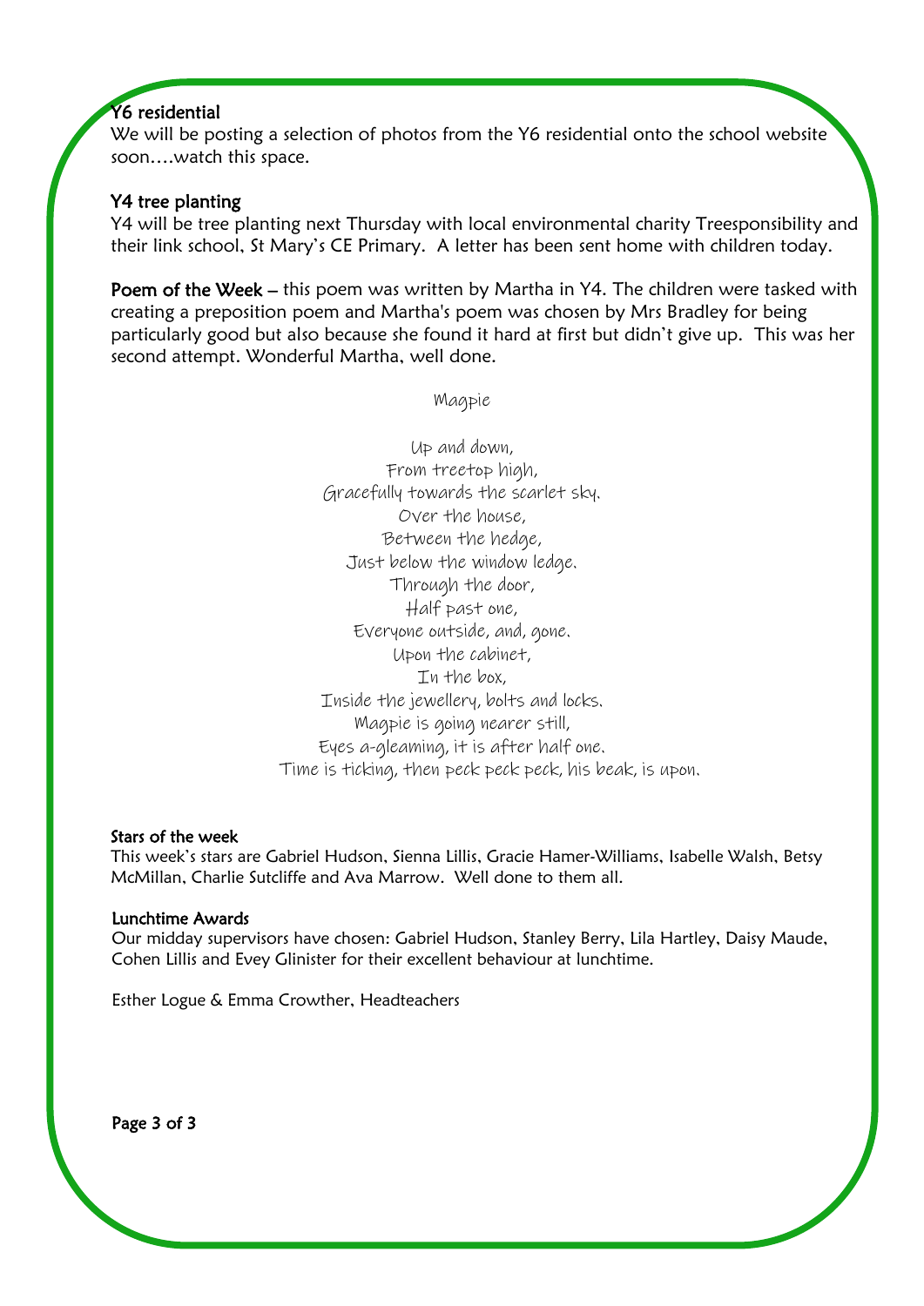### Y6 residential

We will be posting a selection of photos from the Y6 residential onto the school website soon….watch this space.

### Y4 tree planting

Y4 will be tree planting next Thursday with local environmental charity Treesponsibility and their link school, St Mary's CE Primary. A letter has been sent home with children today.

**Poem of the Week** – this poem was written by Martha in Y4. The children were tasked with creating a preposition poem and Martha's poem was chosen by Mrs Bradley for being particularly good but also because she found it hard at first but didn't give up. This was her second attempt. Wonderful Martha, well done.

Magpie

Up and down,
From treetop high,
Gracefully towards the scarlet sky.
Over the house,
Between the hedge,
Just below the window ledge.
Through the door,
Half past one,
Everyone outside, and, gone.
Upon the cabinet,
In the box,
Inside the jewellery, bolts and locks.
Magpie is going nearer still,
Eyes a-gleaming, it is after half one.
Time is ticking, then peck peck peck, his beak, is upon.

### Stars of the week

This week's stars are Gabriel Hudson, Sienna Lillis, Gracie Hamer-Williams, Isabelle Walsh, Betsy McMillan, Charlie Sutcliffe and Ava Marrow. Well done to them all.

### Lunchtime Awards

Our midday supervisors have chosen: Gabriel Hudson, Stanley Berry, Lila Hartley, Daisy Maude, Cohen Lillis and Evey Glinister for their excellent behaviour at lunchtime.

Esther Logue & Emma Crowther, Headteachers